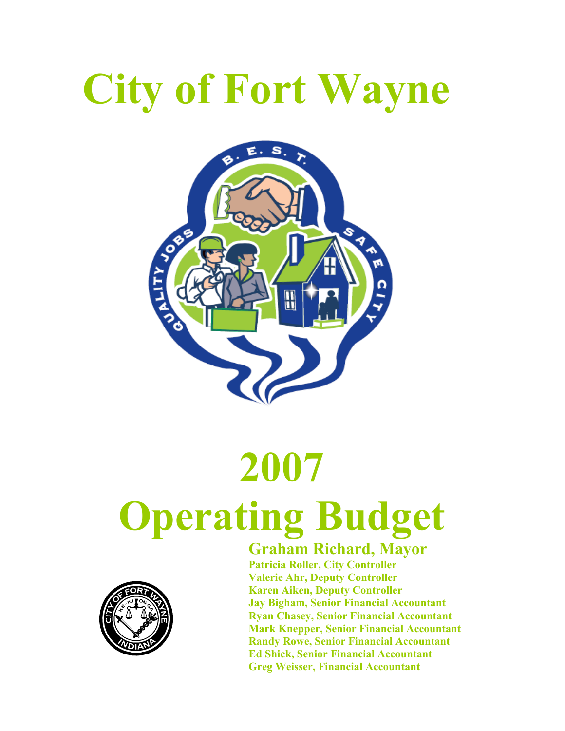# City of Fort Wayne

# 2007
# Operating Budget

## Graham Richard, Mayor

**Patricia Roller, City Controller**
**Valerie Ahr, Deputy Controller**
**Karen Aiken, Deputy Controller**
**Jay Bigham, Senior Financial Accountant**
**Ryan Chasey, Senior Financial Accountant**
**Mark Knepper, Senior Financial Accountant**
**Randy Rowe, Senior Financial Accountant**
**Ed Shick, Senior Financial Accountant**
**Greg Weisser, Financial Accountant**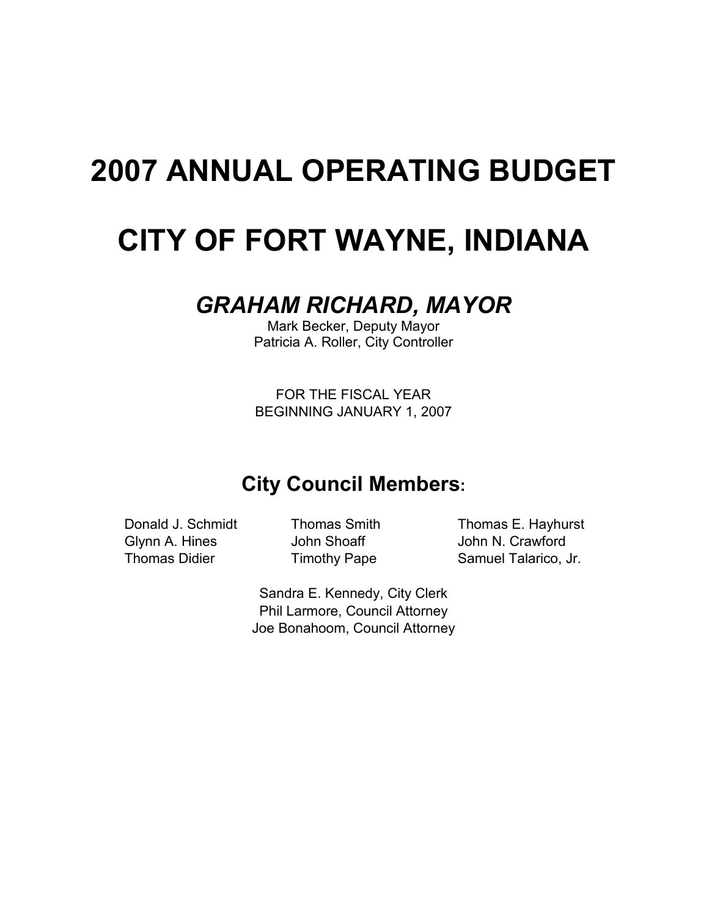# 2007 ANNUAL OPERATING BUDGET

# CITY OF FORT WAYNE, INDIANA

## *GRAHAM RICHARD, MAYOR*

Mark Becker, Deputy Mayor
Patricia A. Roller, City Controller

FOR THE FISCAL YEAR
BEGINNING JANUARY 1, 2007

## City Council Members:

Donald J. Schmidt
Glynn A. Hines
Thomas Didier
Thomas Smith
John Shoaff
Timothy Pape
Thomas E. Hayhurst
John N. Crawford
Samuel Talarico, Jr.

Sandra E. Kennedy, City Clerk
Phil Larmore, Council Attorney
Joe Bonahoom, Council Attorney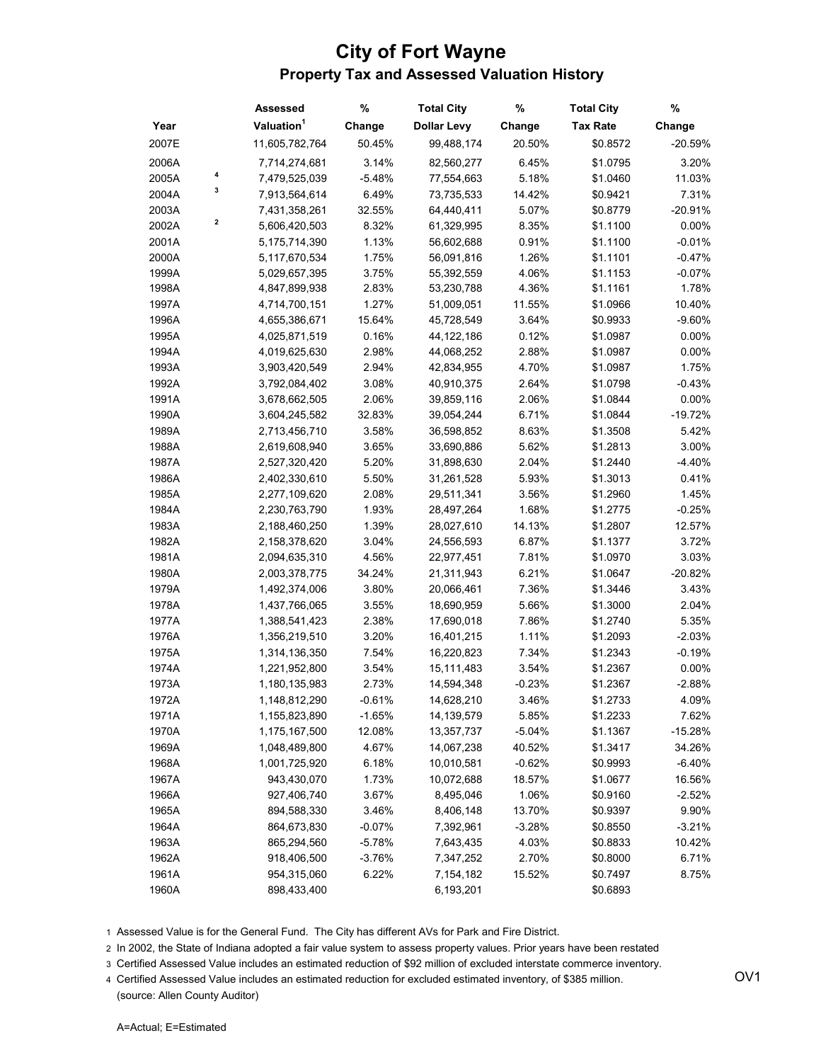# City of Fort Wayne

## Property Tax and Assessed Valuation History

| Year | | Assessed Valuation[1] | % Change | Total City Dollar Levy | % Change | Total City Tax Rate | % Change |
|---|---|---|---|---|---|---|---|
| 2007E | | 11,605,782,764 | 50.45% | 99,488,174 | 20.50% | $0.8572 | -20.59% |
| 2006A | | 7,714,274,681 | 3.14% | 82,560,277 | 6.45% | $1.0795 | 3.20% |
| 2005A | 4 | 7,479,525,039 | -5.48% | 77,554,663 | 5.18% | $1.0460 | 11.03% |
| 2004A | 3 | 7,913,564,614 | 6.49% | 73,735,533 | 14.42% | $0.9421 | 7.31% |
| 2003A | | 7,431,358,261 | 32.55% | 64,440,411 | 5.07% | $0.8779 | -20.91% |
| 2002A | 2 | 5,606,420,503 | 8.32% | 61,329,995 | 8.35% | $1.1100 | 0.00% |
| 2001A | | 5,175,714,390 | 1.13% | 56,602,688 | 0.91% | $1.1100 | -0.01% |
| 2000A | | 5,117,670,534 | 1.75% | 56,091,816 | 1.26% | $1.1101 | -0.47% |
| 1999A | | 5,029,657,395 | 3.75% | 55,392,559 | 4.06% | $1.1153 | -0.07% |
| 1998A | | 4,847,899,938 | 2.83% | 53,230,788 | 4.36% | $1.1161 | 1.78% |
| 1997A | | 4,714,700,151 | 1.27% | 51,009,051 | 11.55% | $1.0966 | 10.40% |
| 1996A | | 4,655,386,671 | 15.64% | 45,728,549 | 3.64% | $0.9933 | -9.60% |
| 1995A | | 4,025,871,519 | 0.16% | 44,122,186 | 0.12% | $1.0987 | 0.00% |
| 1994A | | 4,019,625,630 | 2.98% | 44,068,252 | 2.88% | $1.0987 | 0.00% |
| 1993A | | 3,903,420,549 | 2.94% | 42,834,955 | 4.70% | $1.0987 | 1.75% |
| 1992A | | 3,792,084,402 | 3.08% | 40,910,375 | 2.64% | $1.0798 | -0.43% |
| 1991A | | 3,678,662,505 | 2.06% | 39,859,116 | 2.06% | $1.0844 | 0.00% |
| 1990A | | 3,604,245,582 | 32.83% | 39,054,244 | 6.71% | $1.0844 | -19.72% |
| 1989A | | 2,713,456,710 | 3.58% | 36,598,852 | 8.63% | $1.3508 | 5.42% |
| 1988A | | 2,619,608,940 | 3.65% | 33,690,886 | 5.62% | $1.2813 | 3.00% |
| 1987A | | 2,527,320,420 | 5.20% | 31,898,630 | 2.04% | $1.2440 | -4.40% |
| 1986A | | 2,402,330,610 | 5.50% | 31,261,528 | 5.93% | $1.3013 | 0.41% |
| 1985A | | 2,277,109,620 | 2.08% | 29,511,341 | 3.56% | $1.2960 | 1.45% |
| 1984A | | 2,230,763,790 | 1.93% | 28,497,264 | 1.68% | $1.2775 | -0.25% |
| 1983A | | 2,188,460,250 | 1.39% | 28,027,610 | 14.13% | $1.2807 | 12.57% |
| 1982A | | 2,158,378,620 | 3.04% | 24,556,593 | 6.87% | $1.1377 | 3.72% |
| 1981A | | 2,094,635,310 | 4.56% | 22,977,451 | 7.81% | $1.0970 | 3.03% |
| 1980A | | 2,003,378,775 | 34.24% | 21,311,943 | 6.21% | $1.0647 | -20.82% |
| 1979A | | 1,492,374,006 | 3.80% | 20,066,461 | 7.36% | $1.3446 | 3.43% |
| 1978A | | 1,437,766,065 | 3.55% | 18,690,959 | 5.66% | $1.3000 | 2.04% |
| 1977A | | 1,388,541,423 | 2.38% | 17,690,018 | 7.86% | $1.2740 | 5.35% |
| 1976A | | 1,356,219,510 | 3.20% | 16,401,215 | 1.11% | $1.2093 | -2.03% |
| 1975A | | 1,314,136,350 | 7.54% | 16,220,823 | 7.34% | $1.2343 | -0.19% |
| 1974A | | 1,221,952,800 | 3.54% | 15,111,483 | 3.54% | $1.2367 | 0.00% |
| 1973A | | 1,180,135,983 | 2.73% | 14,594,348 | -0.23% | $1.2367 | -2.88% |
| 1972A | | 1,148,812,290 | -0.61% | 14,628,210 | 3.46% | $1.2733 | 4.09% |
| 1971A | | 1,155,823,890 | -1.65% | 14,139,579 | 5.85% | $1.2233 | 7.62% |
| 1970A | | 1,175,167,500 | 12.08% | 13,357,737 | -5.04% | $1.1367 | -15.28% |
| 1969A | | 1,048,489,800 | 4.67% | 14,067,238 | 40.52% | $1.3417 | 34.26% |
| 1968A | | 1,001,725,920 | 6.18% | 10,010,581 | -0.62% | $0.9993 | -6.40% |
| 1967A | | 943,430,070 | 1.73% | 10,072,688 | 18.57% | $1.0677 | 16.56% |
| 1966A | | 927,406,740 | 3.67% | 8,495,046 | 1.06% | $0.9160 | -2.52% |
| 1965A | | 894,588,330 | 3.46% | 8,406,148 | 13.70% | $0.9397 | 9.90% |
| 1964A | | 864,673,830 | -0.07% | 7,392,961 | -3.28% | $0.8550 | -3.21% |
| 1963A | | 865,294,560 | -5.78% | 7,643,435 | 4.03% | $0.8833 | 10.42% |
| 1962A | | 918,406,500 | -3.76% | 7,347,252 | 2.70% | $0.8000 | 6.71% |
| 1961A | | 954,315,060 | 6.22% | 7,154,182 | 15.52% | $0.7497 | 8.75% |
| 1960A | | 898,433,400 | | 6,193,201 | | $0.6893 | |

1 Assessed Value is for the General Fund. The City has different AVs for Park and Fire District.

2 In 2002, the State of Indiana adopted a fair value system to assess property values. Prior years have been restated

3 Certified Assessed Value includes an estimated reduction of $92 million of excluded interstate commerce inventory.

4 Certified Assessed Value includes an estimated reduction for excluded estimated inventory, of $385 million.

(source: Allen County Auditor)

OV1

A=Actual; E=Estimated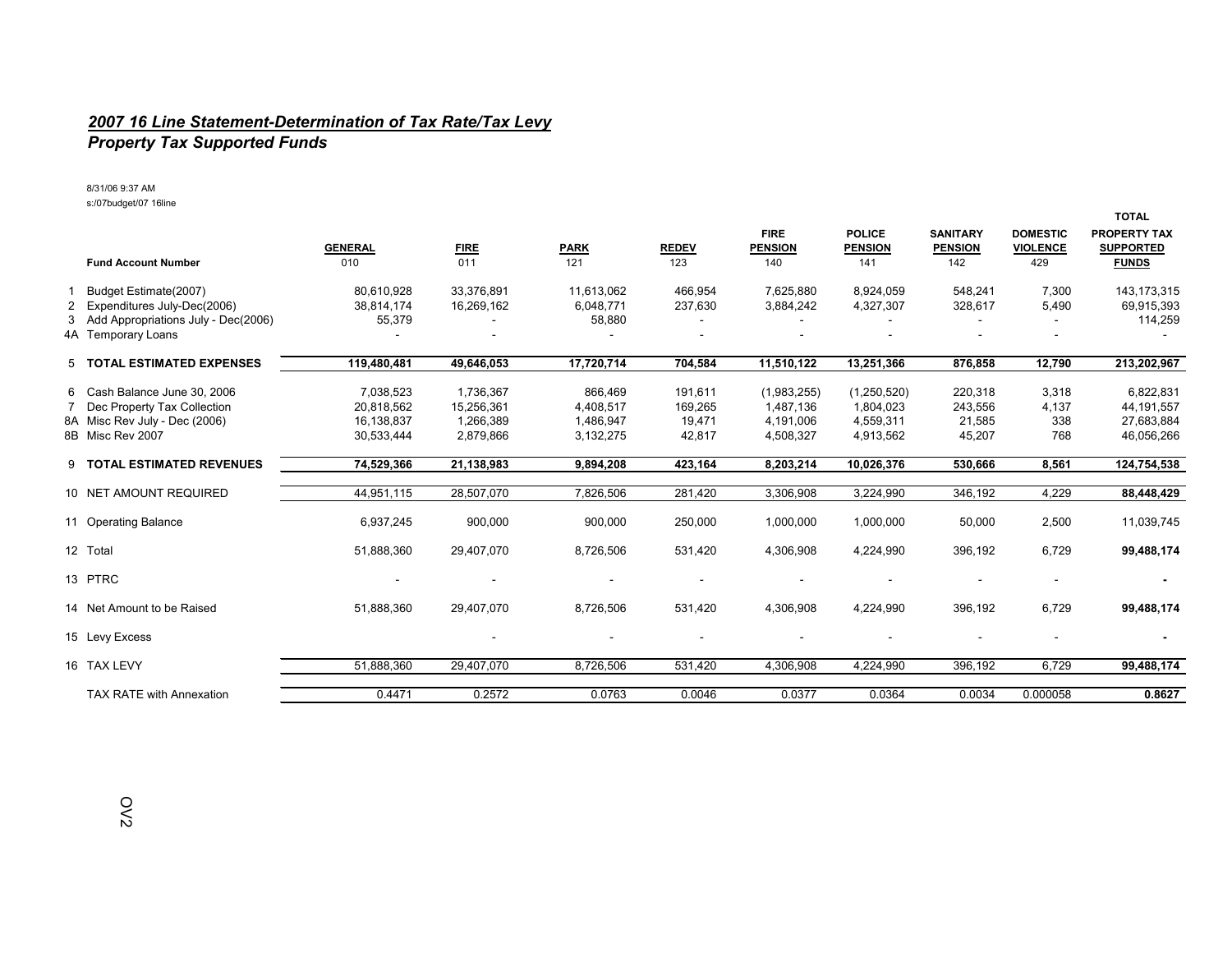## *2007 16 Line Statement-Determination of Tax Rate/Tax Levy*
### *Property Tax Supported Funds*

8/31/06 9:37 AM
s:/07budget/07 16line

| | Fund Account Number | GENERAL 010 | FIRE 011 | PARK 121 | REDEV 123 | FIRE PENSION 140 | POLICE PENSION 141 | SANITARY PENSION 142 | DOMESTIC VIOLENCE 429 | TOTAL PROPERTY TAX SUPPORTED FUNDS |
|---|---|---|---|---|---|---|---|---|---|---|
| 1 | Budget Estimate(2007) | 80,610,928 | 33,376,891 | 11,613,062 | 466,954 | 7,625,880 | 8,924,059 | 548,241 | 7,300 | 143,173,315 |
| 2 | Expenditures July-Dec(2006) | 38,814,174 | 16,269,162 | 6,048,771 | 237,630 | 3,884,242 | 4,327,307 | 328,617 | 5,490 | 69,915,393 |
| 3 | Add Appropriations July - Dec(2006) | 55,379 | - | 58,880 | - | - | - | - | - | 114,259 |
| 4A | Temporary Loans | - | - | - | - | - | - | - | - | - |
| 5 | **TOTAL ESTIMATED EXPENSES** | **119,480,481** | **49,646,053** | **17,720,714** | **704,584** | **11,510,122** | **13,251,366** | **876,858** | **12,790** | **213,202,967** |
| 6 | Cash Balance June 30, 2006 | 7,038,523 | 1,736,367 | 866,469 | 191,611 | (1,983,255) | (1,250,520) | 220,318 | 3,318 | 6,822,831 |
| 7 | Dec Property Tax Collection | 20,818,562 | 15,256,361 | 4,408,517 | 169,265 | 1,487,136 | 1,804,023 | 243,556 | 4,137 | 44,191,557 |
| 8A | Misc Rev July - Dec (2006) | 16,138,837 | 1,266,389 | 1,486,947 | 19,471 | 4,191,006 | 4,559,311 | 21,585 | 338 | 27,683,884 |
| 8B | Misc Rev 2007 | 30,533,444 | 2,879,866 | 3,132,275 | 42,817 | 4,508,327 | 4,913,562 | 45,207 | 768 | 46,056,266 |
| 9 | **TOTAL ESTIMATED REVENUES** | **74,529,366** | **21,138,983** | **9,894,208** | **423,164** | **8,203,214** | **10,026,376** | **530,666** | **8,561** | **124,754,538** |
| 10 | NET AMOUNT REQUIRED | 44,951,115 | 28,507,070 | 7,826,506 | 281,420 | 3,306,908 | 3,224,990 | 346,192 | 4,229 | **88,448,429** |
| 11 | Operating Balance | 6,937,245 | 900,000 | 900,000 | 250,000 | 1,000,000 | 1,000,000 | 50,000 | 2,500 | 11,039,745 |
| 12 | Total | 51,888,360 | 29,407,070 | 8,726,506 | 531,420 | 4,306,908 | 4,224,990 | 396,192 | 6,729 | **99,488,174** |
| 13 | PTRC | - | - | - | - | - | - | - | - | **-** |
| 14 | Net Amount to be Raised | 51,888,360 | 29,407,070 | 8,726,506 | 531,420 | 4,306,908 | 4,224,990 | 396,192 | 6,729 | **99,488,174** |
| 15 | Levy Excess | | - | - | - | - | - | - | - | **-** |
| 16 | TAX LEVY | 51,888,360 | 29,407,070 | 8,726,506 | 531,420 | 4,306,908 | 4,224,990 | 396,192 | 6,729 | **99,488,174** |
| | TAX RATE with Annexation | 0.4471 | 0.2572 | 0.0763 | 0.0046 | 0.0377 | 0.0364 | 0.0034 | 0.000058 | **0.8627** |

OV2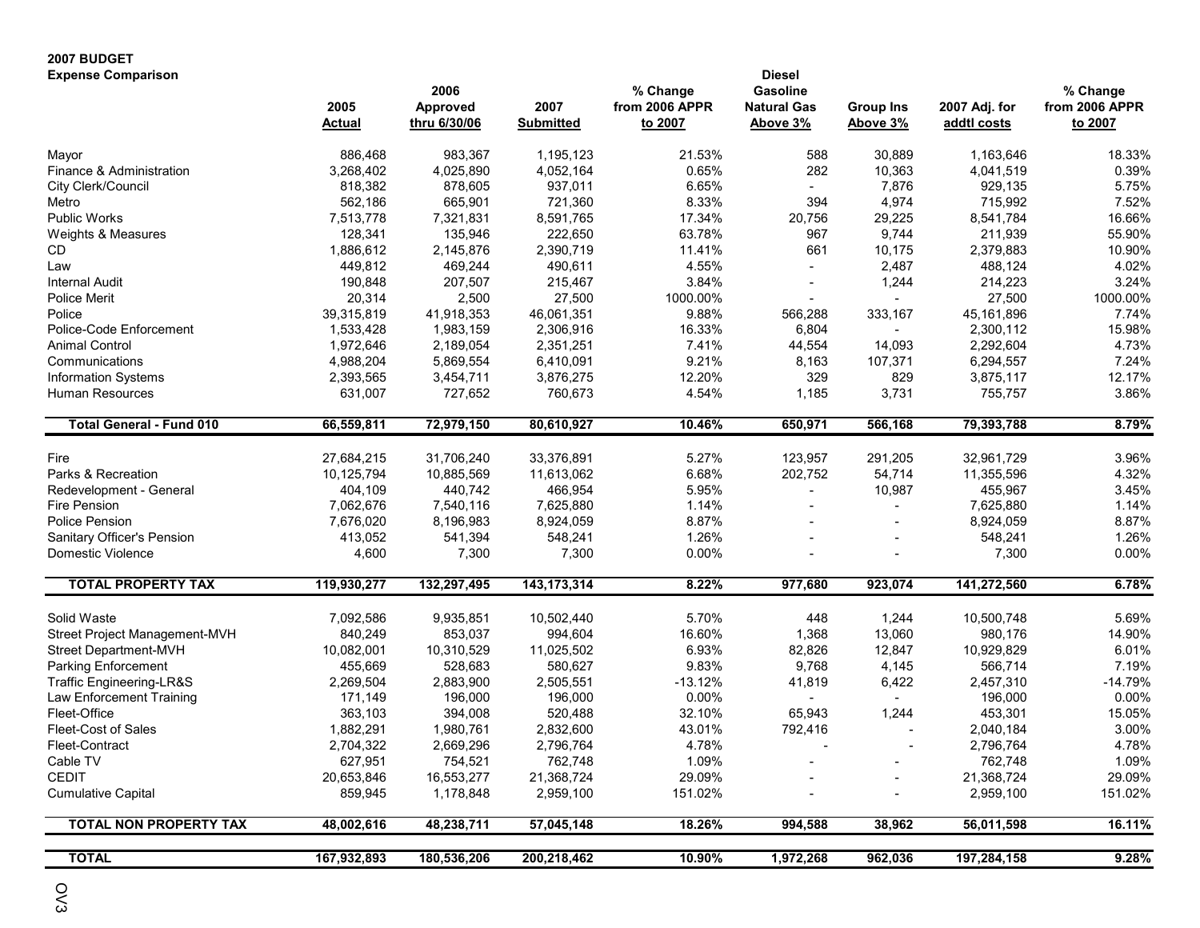**2007 BUDGET**
**Expense Comparison**

| | 2005 Actual | 2006 Approved thru 6/30/06 | 2007 Submitted | % Change from 2006 APPR to 2007 | Diesel Gasoline Natural Gas Above 3% | Group Ins Above 3% | 2007 Adj. for addtl costs | % Change from 2006 APPR to 2007 |
|---|---|---|---|---|---|---|---|---|
| Mayor | 886,468 | 983,367 | 1,195,123 | 21.53% | 588 | 30,889 | 1,163,646 | 18.33% |
| Finance & Administration | 3,268,402 | 4,025,890 | 4,052,164 | 0.65% | 282 | 10,363 | 4,041,519 | 0.39% |
| City Clerk/Council | 818,382 | 878,605 | 937,011 | 6.65% | - | 7,876 | 929,135 | 5.75% |
| Metro | 562,186 | 665,901 | 721,360 | 8.33% | 394 | 4,974 | 715,992 | 7.52% |
| Public Works | 7,513,778 | 7,321,831 | 8,591,765 | 17.34% | 20,756 | 29,225 | 8,541,784 | 16.66% |
| Weights & Measures | 128,341 | 135,946 | 222,650 | 63.78% | 967 | 9,744 | 211,939 | 55.90% |
| CD | 1,886,612 | 2,145,876 | 2,390,719 | 11.41% | 661 | 10,175 | 2,379,883 | 10.90% |
| Law | 449,812 | 469,244 | 490,611 | 4.55% | - | 2,487 | 488,124 | 4.02% |
| Internal Audit | 190,848 | 207,507 | 215,467 | 3.84% | - | 1,244 | 214,223 | 3.24% |
| Police Merit | 20,314 | 2,500 | 27,500 | 1000.00% | - | - | 27,500 | 1000.00% |
| Police | 39,315,819 | 41,918,353 | 46,061,351 | 9.88% | 566,288 | 333,167 | 45,161,896 | 7.74% |
| Police-Code Enforcement | 1,533,428 | 1,983,159 | 2,306,916 | 16.33% | 6,804 | - | 2,300,112 | 15.98% |
| Animal Control | 1,972,646 | 2,189,054 | 2,351,251 | 7.41% | 44,554 | 14,093 | 2,292,604 | 4.73% |
| Communications | 4,988,204 | 5,869,554 | 6,410,091 | 9.21% | 8,163 | 107,371 | 6,294,557 | 7.24% |
| Information Systems | 2,393,565 | 3,454,711 | 3,876,275 | 12.20% | 329 | 829 | 3,875,117 | 12.17% |
| Human Resources | 631,007 | 727,652 | 760,673 | 4.54% | 1,185 | 3,731 | 755,757 | 3.86% |
| **Total General - Fund 010** | **66,559,811** | **72,979,150** | **80,610,927** | **10.46%** | **650,971** | **566,168** | **79,393,788** | **8.79%** |
| Fire | 27,684,215 | 31,706,240 | 33,376,891 | 5.27% | 123,957 | 291,205 | 32,961,729 | 3.96% |
| Parks & Recreation | 10,125,794 | 10,885,569 | 11,613,062 | 6.68% | 202,752 | 54,714 | 11,355,596 | 4.32% |
| Redevelopment - General | 404,109 | 440,742 | 466,954 | 5.95% | - | 10,987 | 455,967 | 3.45% |
| Fire Pension | 7,062,676 | 7,540,116 | 7,625,880 | 1.14% | - | - | 7,625,880 | 1.14% |
| Police Pension | 7,676,020 | 8,196,983 | 8,924,059 | 8.87% | - | - | 8,924,059 | 8.87% |
| Sanitary Officer's Pension | 413,052 | 541,394 | 548,241 | 1.26% | - | - | 548,241 | 1.26% |
| Domestic Violence | 4,600 | 7,300 | 7,300 | 0.00% | - | - | 7,300 | 0.00% |
| **TOTAL PROPERTY TAX** | **119,930,277** | **132,297,495** | **143,173,314** | **8.22%** | **977,680** | **923,074** | **141,272,560** | **6.78%** |
| Solid Waste | 7,092,586 | 9,935,851 | 10,502,440 | 5.70% | 448 | 1,244 | 10,500,748 | 5.69% |
| Street Project Management-MVH | 840,249 | 853,037 | 994,604 | 16.60% | 1,368 | 13,060 | 980,176 | 14.90% |
| Street Department-MVH | 10,082,001 | 10,310,529 | 11,025,502 | 6.93% | 82,826 | 12,847 | 10,929,829 | 6.01% |
| Parking Enforcement | 455,669 | 528,683 | 580,627 | 9.83% | 9,768 | 4,145 | 566,714 | 7.19% |
| Traffic Engineering-LR&S | 2,269,504 | 2,883,900 | 2,505,551 | -13.12% | 41,819 | 6,422 | 2,457,310 | -14.79% |
| Law Enforcement Training | 171,149 | 196,000 | 196,000 | 0.00% | - | - | 196,000 | 0.00% |
| Fleet-Office | 363,103 | 394,008 | 520,488 | 32.10% | 65,943 | 1,244 | 453,301 | 15.05% |
| Fleet-Cost of Sales | 1,882,291 | 1,980,761 | 2,832,600 | 43.01% | 792,416 | - | 2,040,184 | 3.00% |
| Fleet-Contract | 2,704,322 | 2,669,296 | 2,796,764 | 4.78% | - | - | 2,796,764 | 4.78% |
| Cable TV | 627,951 | 754,521 | 762,748 | 1.09% | - | - | 762,748 | 1.09% |
| CEDIT | 20,653,846 | 16,553,277 | 21,368,724 | 29.09% | - | - | 21,368,724 | 29.09% |
| Cumulative Capital | 859,945 | 1,178,848 | 2,959,100 | 151.02% | - | - | 2,959,100 | 151.02% |
| **TOTAL NON PROPERTY TAX** | **48,002,616** | **48,238,711** | **57,045,148** | **18.26%** | **994,588** | **38,962** | **56,011,598** | **16.11%** |
| **TOTAL** | **167,932,893** | **180,536,206** | **200,218,462** | **10.90%** | **1,972,268** | **962,036** | **197,284,158** | **9.28%** |

OV3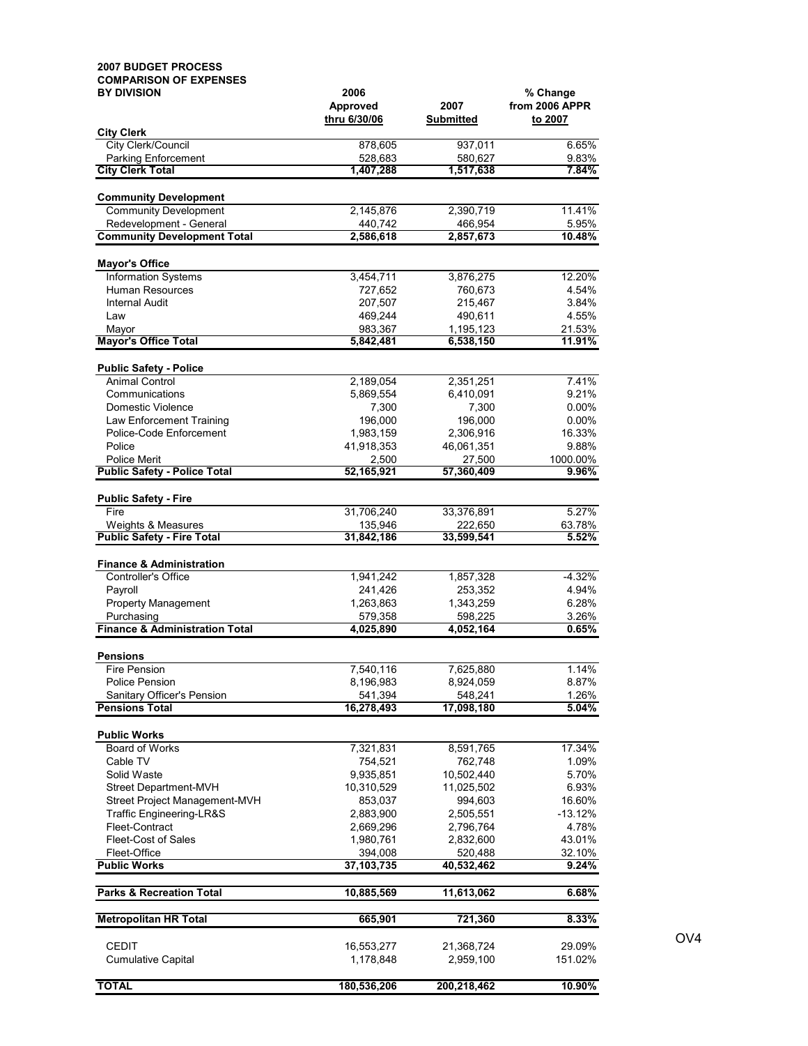**2007 BUDGET PROCESS**
**COMPARISON OF EXPENSES**
**BY DIVISION**

| | 2006 Approved thru 6/30/06 | 2007 Submitted | % Change from 2006 APPR to 2007 |
|---|---|---|---|
| **City Clerk** | | | |
| City Clerk/Council | 878,605 | 937,011 | 6.65% |
| Parking Enforcement | 528,683 | 580,627 | 9.83% |
| **City Clerk Total** | **1,407,288** | **1,517,638** | **7.84%** |
| **Community Development** | | | |
| Community Development | 2,145,876 | 2,390,719 | 11.41% |
| Redevelopment - General | 440,742 | 466,954 | 5.95% |
| **Community Development Total** | **2,586,618** | **2,857,673** | **10.48%** |
| **Mayor's Office** | | | |
| Information Systems | 3,454,711 | 3,876,275 | 12.20% |
| Human Resources | 727,652 | 760,673 | 4.54% |
| Internal Audit | 207,507 | 215,467 | 3.84% |
| Law | 469,244 | 490,611 | 4.55% |
| Mayor | 983,367 | 1,195,123 | 21.53% |
| **Mayor's Office Total** | **5,842,481** | **6,538,150** | **11.91%** |
| **Public Safety - Police** | | | |
| Animal Control | 2,189,054 | 2,351,251 | 7.41% |
| Communications | 5,869,554 | 6,410,091 | 9.21% |
| Domestic Violence | 7,300 | 7,300 | 0.00% |
| Law Enforcement Training | 196,000 | 196,000 | 0.00% |
| Police-Code Enforcement | 1,983,159 | 2,306,916 | 16.33% |
| Police | 41,918,353 | 46,061,351 | 9.88% |
| Police Merit | 2,500 | 27,500 | 1000.00% |
| **Public Safety - Police Total** | **52,165,921** | **57,360,409** | **9.96%** |
| **Public Safety - Fire** | | | |
| Fire | 31,706,240 | 33,376,891 | 5.27% |
| Weights & Measures | 135,946 | 222,650 | 63.78% |
| **Public Safety - Fire Total** | **31,842,186** | **33,599,541** | **5.52%** |
| **Finance & Administration** | | | |
| Controller's Office | 1,941,242 | 1,857,328 | -4.32% |
| Payroll | 241,426 | 253,352 | 4.94% |
| Property Management | 1,263,863 | 1,343,259 | 6.28% |
| Purchasing | 579,358 | 598,225 | 3.26% |
| **Finance & Administration Total** | **4,025,890** | **4,052,164** | **0.65%** |
| **Pensions** | | | |
| Fire Pension | 7,540,116 | 7,625,880 | 1.14% |
| Police Pension | 8,196,983 | 8,924,059 | 8.87% |
| Sanitary Officer's Pension | 541,394 | 548,241 | 1.26% |
| **Pensions Total** | **16,278,493** | **17,098,180** | **5.04%** |
| **Public Works** | | | |
| Board of Works | 7,321,831 | 8,591,765 | 17.34% |
| Cable TV | 754,521 | 762,748 | 1.09% |
| Solid Waste | 9,935,851 | 10,502,440 | 5.70% |
| Street Department-MVH | 10,310,529 | 11,025,502 | 6.93% |
| Street Project Management-MVH | 853,037 | 994,603 | 16.60% |
| Traffic Engineering-LR&S | 2,883,900 | 2,505,551 | -13.12% |
| Fleet-Contract | 2,669,296 | 2,796,764 | 4.78% |
| Fleet-Cost of Sales | 1,980,761 | 2,832,600 | 43.01% |
| Fleet-Office | 394,008 | 520,488 | 32.10% |
| **Public Works** | **37,103,735** | **40,532,462** | **9.24%** |
| **Parks & Recreation Total** | **10,885,569** | **11,613,062** | **6.68%** |
| **Metropolitan HR Total** | **665,901** | **721,360** | **8.33%** |
| CEDIT | 16,553,277 | 21,368,724 | 29.09% |
| Cumulative Capital | 1,178,848 | 2,959,100 | 151.02% |
| **TOTAL** | **180,536,206** | **200,218,462** | **10.90%** |

OV4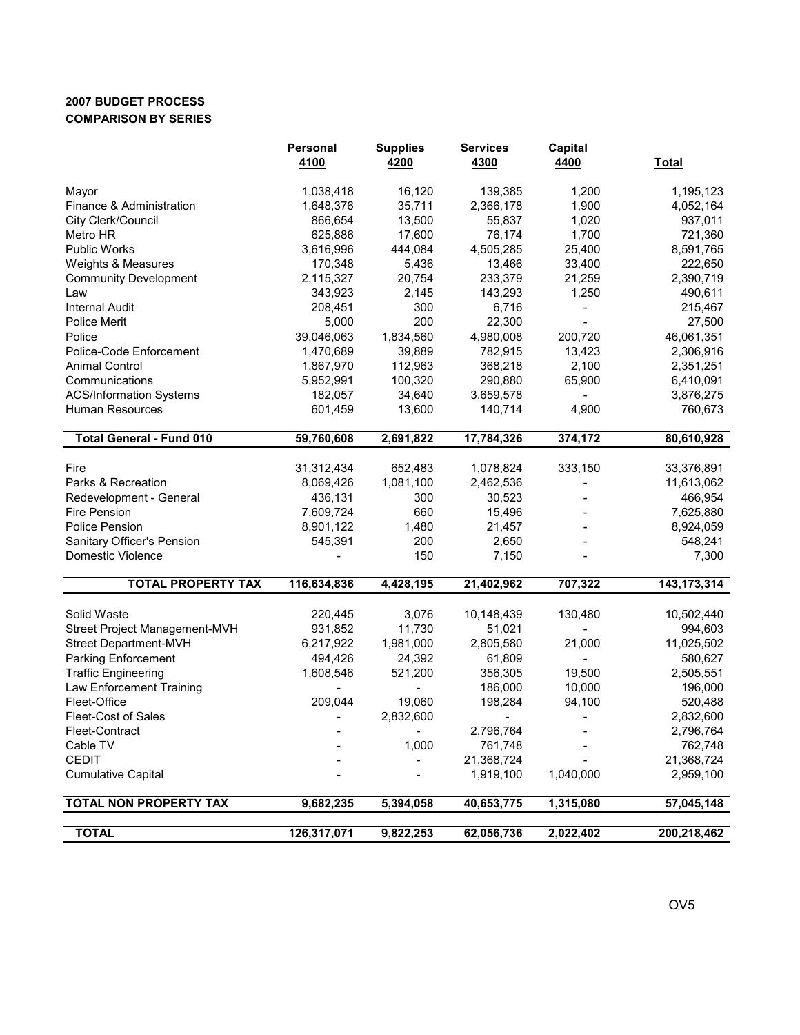**2007 BUDGET PROCESS**
**COMPARISON BY SERIES**

| | Personal 4100 | Supplies 4200 | Services 4300 | Capital 4400 | Total |
|---|---|---|---|---|---|
| Mayor | 1,038,418 | 16,120 | 139,385 | 1,200 | 1,195,123 |
| Finance & Administration | 1,648,376 | 35,711 | 2,366,178 | 1,900 | 4,052,164 |
| City Clerk/Council | 866,654 | 13,500 | 55,837 | 1,020 | 937,011 |
| Metro HR | 625,886 | 17,600 | 76,174 | 1,700 | 721,360 |
| Public Works | 3,616,996 | 444,084 | 4,505,285 | 25,400 | 8,591,765 |
| Weights & Measures | 170,348 | 5,436 | 13,466 | 33,400 | 222,650 |
| Community Development | 2,115,327 | 20,754 | 233,379 | 21,259 | 2,390,719 |
| Law | 343,923 | 2,145 | 143,293 | 1,250 | 490,611 |
| Internal Audit | 208,451 | 300 | 6,716 | - | 215,467 |
| Police Merit | 5,000 | 200 | 22,300 | - | 27,500 |
| Police | 39,046,063 | 1,834,560 | 4,980,008 | 200,720 | 46,061,351 |
| Police-Code Enforcement | 1,470,689 | 39,889 | 782,915 | 13,423 | 2,306,916 |
| Animal Control | 1,867,970 | 112,963 | 368,218 | 2,100 | 2,351,251 |
| Communications | 5,952,991 | 100,320 | 290,880 | 65,900 | 6,410,091 |
| ACS/Information Systems | 182,057 | 34,640 | 3,659,578 | - | 3,876,275 |
| Human Resources | 601,459 | 13,600 | 140,714 | 4,900 | 760,673 |
| **Total General - Fund 010** | **59,760,608** | **2,691,822** | **17,784,326** | **374,172** | **80,610,928** |
| Fire | 31,312,434 | 652,483 | 1,078,824 | 333,150 | 33,376,891 |
| Parks & Recreation | 8,069,426 | 1,081,100 | 2,462,536 | - | 11,613,062 |
| Redevelopment - General | 436,131 | 300 | 30,523 | - | 466,954 |
| Fire Pension | 7,609,724 | 660 | 15,496 | - | 7,625,880 |
| Police Pension | 8,901,122 | 1,480 | 21,457 | - | 8,924,059 |
| Sanitary Officer's Pension | 545,391 | 200 | 2,650 | - | 548,241 |
| Domestic Violence | - | 150 | 7,150 | - | 7,300 |
| **TOTAL PROPERTY TAX** | **116,634,836** | **4,428,195** | **21,402,962** | **707,322** | **143,173,314** |
| Solid Waste | 220,445 | 3,076 | 10,148,439 | 130,480 | 10,502,440 |
| Street Project Management-MVH | 931,852 | 11,730 | 51,021 | - | 994,603 |
| Street Department-MVH | 6,217,922 | 1,981,000 | 2,805,580 | 21,000 | 11,025,502 |
| Parking Enforcement | 494,426 | 24,392 | 61,809 | - | 580,627 |
| Traffic Engineering | 1,608,546 | 521,200 | 356,305 | 19,500 | 2,505,551 |
| Law Enforcement Training | - | - | 186,000 | 10,000 | 196,000 |
| Fleet-Office | 209,044 | 19,060 | 198,284 | 94,100 | 520,488 |
| Fleet-Cost of Sales | - | 2,832,600 | - | - | 2,832,600 |
| Fleet-Contract | - | - | 2,796,764 | - | 2,796,764 |
| Cable TV | - | 1,000 | 761,748 | - | 762,748 |
| CEDIT | - | - | 21,368,724 | - | 21,368,724 |
| Cumulative Capital | - | - | 1,919,100 | 1,040,000 | 2,959,100 |
| **TOTAL NON PROPERTY TAX** | **9,682,235** | **5,394,058** | **40,653,775** | **1,315,080** | **57,045,148** |
| **TOTAL** | **126,317,071** | **9,822,253** | **62,056,736** | **2,022,402** | **200,218,462** |

OV5